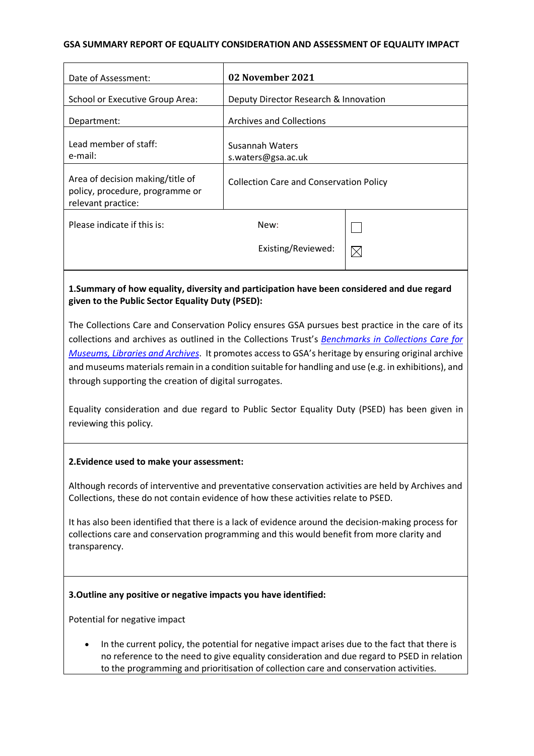**GSA SUMMARY REPORT OF EQUALITY CONSIDERATION AND ASSESSMENT OF EQUALITY IMPACT**

| | |
|---|---|
| Date of Assessment: | **02 November 2021** |
| School or Executive Group Area: | Deputy Director Research & Innovation |
| Department: | Archives and Collections |
| Lead member of staff:<br>e-mail: | Susannah Waters<br>s.waters@gsa.ac.uk |
| Area of decision making/title of policy, procedure, programme or relevant practice: | Collection Care and Conservation Policy |

| Please indicate if this is: | | |
|---|---|---|
| | New: | ☐ |
| | Existing/Reviewed: | ☒ |

**1.Summary of how equality, diversity and participation have been considered and due regard given to the Public Sector Equality Duty (PSED):**

The Collections Care and Conservation Policy ensures GSA pursues best practice in the care of its collections and archives as outlined in the Collections Trust's *Benchmarks in Collections Care for Museums, Libraries and Archives*. It promotes access to GSA's heritage by ensuring original archive and museums materials remain in a condition suitable for handling and use (e.g. in exhibitions), and through supporting the creation of digital surrogates.

Equality consideration and due regard to Public Sector Equality Duty (PSED) has been given in reviewing this policy.

**2.Evidence used to make your assessment:**

Although records of interventive and preventative conservation activities are held by Archives and Collections, these do not contain evidence of how these activities relate to PSED.

It has also been identified that there is a lack of evidence around the decision-making process for collections care and conservation programming and this would benefit from more clarity and transparency.

**3.Outline any positive or negative impacts you have identified:**

Potential for negative impact

- In the current policy, the potential for negative impact arises due to the fact that there is no reference to the need to give equality consideration and due regard to PSED in relation to the programming and prioritisation of collection care and conservation activities.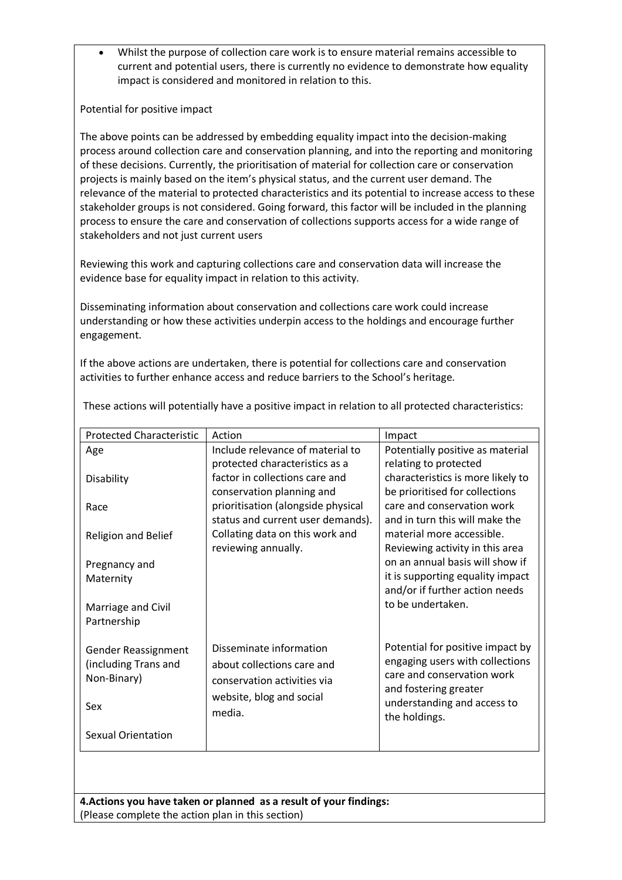- Whilst the purpose of collection care work is to ensure material remains accessible to current and potential users, there is currently no evidence to demonstrate how equality impact is considered and monitored in relation to this.

Potential for positive impact

The above points can be addressed by embedding equality impact into the decision-making process around collection care and conservation planning, and into the reporting and monitoring of these decisions. Currently, the prioritisation of material for collection care or conservation projects is mainly based on the item's physical status, and the current user demand. The relevance of the material to protected characteristics and its potential to increase access to these stakeholder groups is not considered. Going forward, this factor will be included in the planning process to ensure the care and conservation of collections supports access for a wide range of stakeholders and not just current users

Reviewing this work and capturing collections care and conservation data will increase the evidence base for equality impact in relation to this activity.

Disseminating information about conservation and collections care work could increase understanding or how these activities underpin access to the holdings and encourage further engagement.

If the above actions are undertaken, there is potential for collections care and conservation activities to further enhance access and reduce barriers to the School's heritage.

These actions will potentially have a positive impact in relation to all protected characteristics:

| Protected Characteristic | Action | Impact |
|---|---|---|
| Age<br><br>Disability<br><br>Race<br><br>Religion and Belief<br><br>Pregnancy and Maternity<br><br>Marriage and Civil Partnership | Include relevance of material to protected characteristics as a factor in collections care and conservation planning and prioritisation (alongside physical status and current user demands). Collating data on this work and reviewing annually. | Potentially positive as material relating to protected characteristics is more likely to be prioritised for collections care and conservation work and in turn this will make the material more accessible. Reviewing activity in this area on an annual basis will show if it is supporting equality impact and/or if further action needs to be undertaken. |
| Gender Reassignment (including Trans and Non-Binary)<br><br>Sex<br><br>Sexual Orientation | Disseminate information about collections care and conservation activities via website, blog and social media. | Potential for positive impact by engaging users with collections care and conservation work and fostering greater understanding and access to the holdings. |

**4.Actions you have taken or planned as a result of your findings:**
(Please complete the action plan in this section)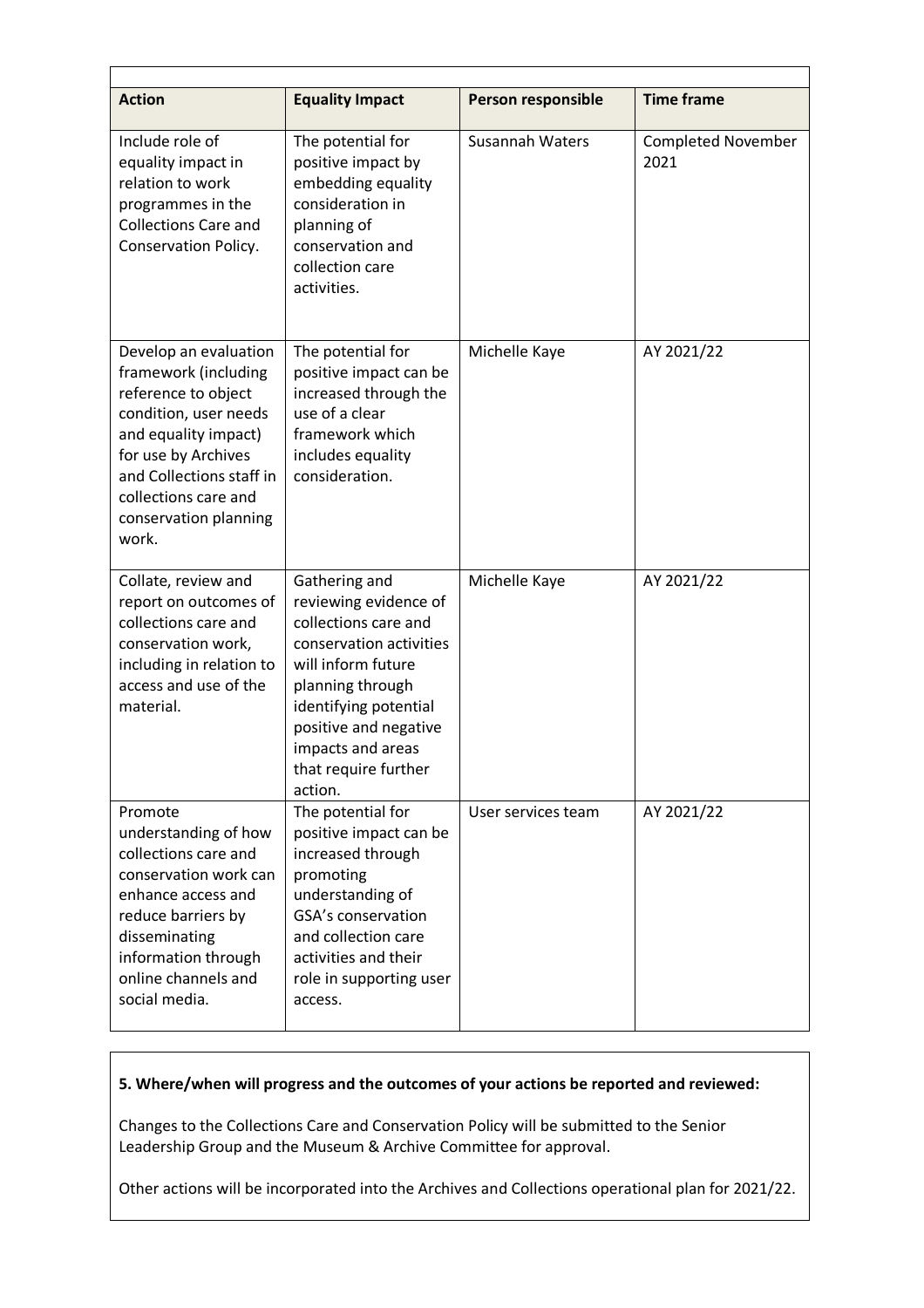| Action | Equality Impact | Person responsible | Time frame |
|---|---|---|---|
| Include role of equality impact in relation to work programmes in the Collections Care and Conservation Policy. | The potential for positive impact by embedding equality consideration in planning of conservation and collection care activities. | Susannah Waters | Completed November 2021 |
| Develop an evaluation framework (including reference to object condition, user needs and equality impact) for use by Archives and Collections staff in collections care and conservation planning work. | The potential for positive impact can be increased through the use of a clear framework which includes equality consideration. | Michelle Kaye | AY 2021/22 |
| Collate, review and report on outcomes of collections care and conservation work, including in relation to access and use of the material. | Gathering and reviewing evidence of collections care and conservation activities will inform future planning through identifying potential positive and negative impacts and areas that require further action. | Michelle Kaye | AY 2021/22 |
| Promote understanding of how collections care and conservation work can enhance access and reduce barriers by disseminating information through online channels and social media. | The potential for positive impact can be increased through promoting understanding of GSA's conservation and collection care activities and their role in supporting user access. | User services team | AY 2021/22 |

**5. Where/when will progress and the outcomes of your actions be reported and reviewed:**

Changes to the Collections Care and Conservation Policy will be submitted to the Senior Leadership Group and the Museum & Archive Committee for approval.

Other actions will be incorporated into the Archives and Collections operational plan for 2021/22.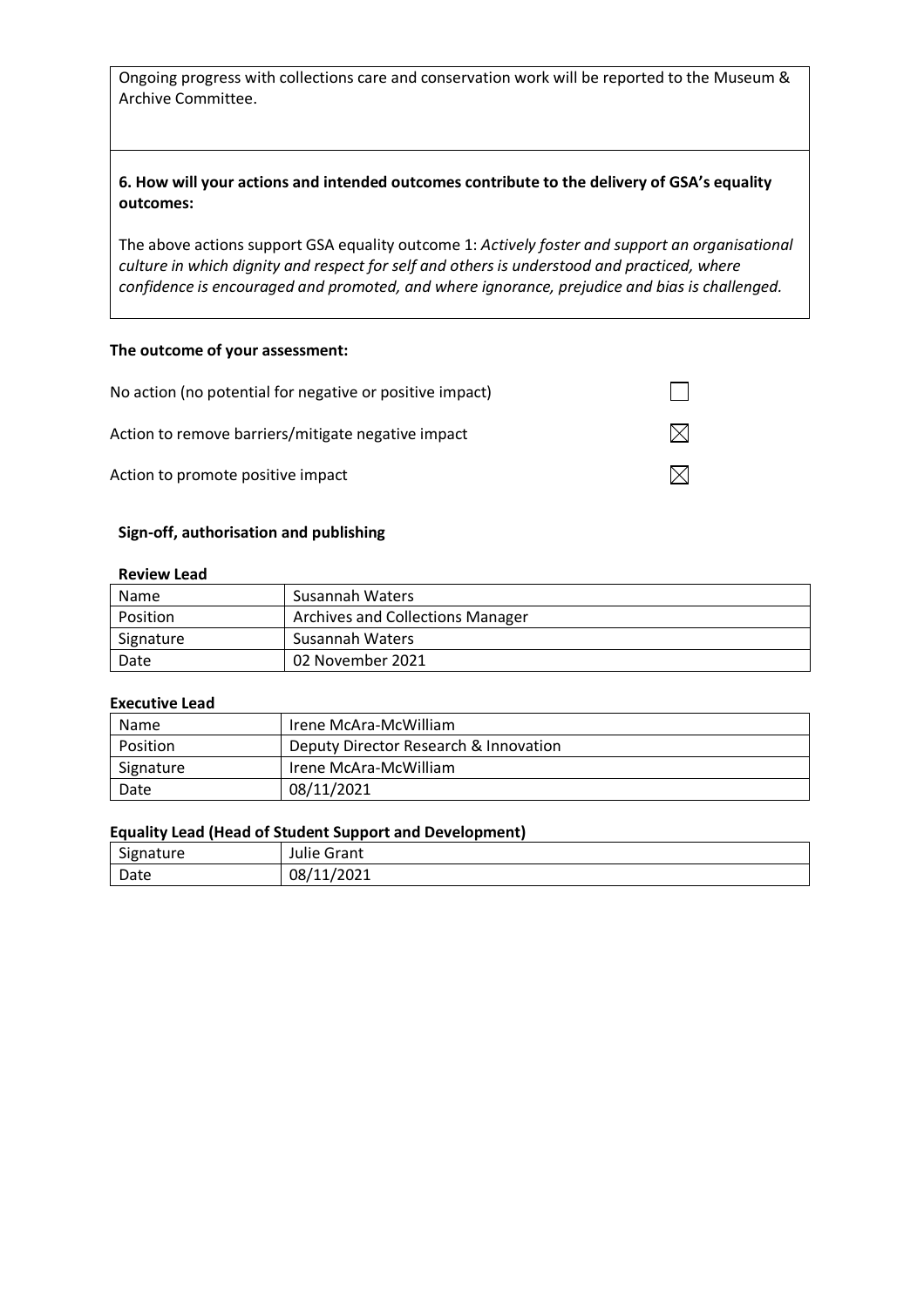Ongoing progress with collections care and conservation work will be reported to the Museum & Archive Committee.

**6. How will your actions and intended outcomes contribute to the delivery of GSA's equality outcomes:**

The above actions support GSA equality outcome 1: *Actively foster and support an organisational culture in which dignity and respect for self and others is understood and practiced, where confidence is encouraged and promoted, and where ignorance, prejudice and bias is challenged.*

**The outcome of your assessment:**

| | |
|---|---|
| No action (no potential for negative or positive impact) | ☐ |
| Action to remove barriers/mitigate negative impact | ☒ |
| Action to promote positive impact | ☒ |

**Sign-off, authorisation and publishing**

**Review Lead**

| | |
|---|---|
| Name | Susannah Waters |
| Position | Archives and Collections Manager |
| Signature | Susannah Waters |
| Date | 02 November 2021 |

**Executive Lead**

| | |
|---|---|
| Name | Irene McAra-McWilliam |
| Position | Deputy Director Research & Innovation |
| Signature | Irene McAra-McWilliam |
| Date | 08/11/2021 |

**Equality Lead (Head of Student Support and Development)**

| | |
|---|---|
| Signature | Julie Grant |
| Date | 08/11/2021 |